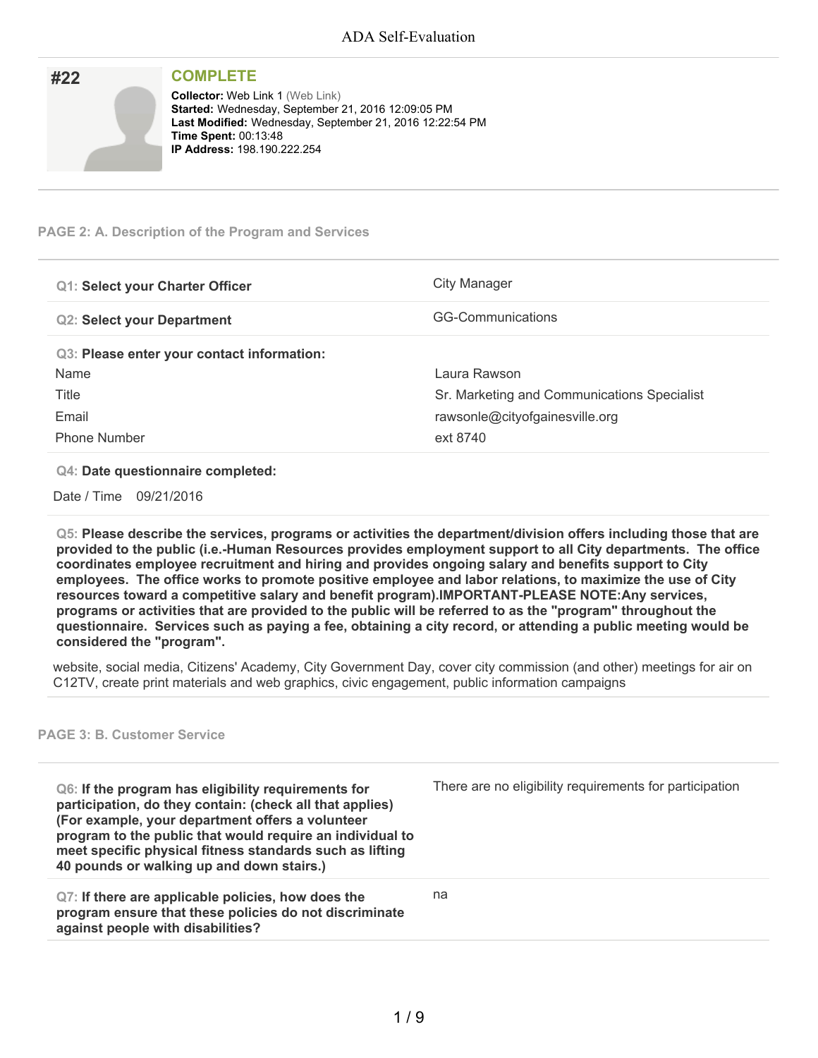# ADA Self-Evaluation

## #22

**COMPLETE**

**Collector:** Web Link 1 (Web Link)
**Started:** Wednesday, September 21, 2016 12:09:05 PM
**Last Modified:** Wednesday, September 21, 2016 12:22:54 PM
**Time Spent:** 00:13:48
**IP Address:** 198.190.222.254

### PAGE 2: A. Description of the Program and Services

| | |
|---|---|
| **Q1: Select your Charter Officer** | City Manager |
| **Q2: Select your Department** | GG-Communications |

**Q3: Please enter your contact information:**

| | |
|---|---|
| Name | Laura Rawson |
| Title | Sr. Marketing and Communications Specialist |
| Email | rawsonle@cityofgainesville.org |
| Phone Number | ext 8740 |

**Q4: Date questionnaire completed:**

Date / Time 09/21/2016

**Q5: Please describe the services, programs or activities the department/division offers including those that are provided to the public (i.e.-Human Resources provides employment support to all City departments. The office coordinates employee recruitment and hiring and provides ongoing salary and benefits support to City employees. The office works to promote positive employee and labor relations, to maximize the use of City resources toward a competitive salary and benefit program).IMPORTANT-PLEASE NOTE:Any services, programs or activities that are provided to the public will be referred to as the "program" throughout the questionnaire. Services such as paying a fee, obtaining a city record, or attending a public meeting would be considered the "program".**

website, social media, Citizens' Academy, City Government Day, cover city commission (and other) meetings for air on C12TV, create print materials and web graphics, civic engagement, public information campaigns

### PAGE 3: B. Customer Service

| | |
|---|---|
| **Q6: If the program has eligibility requirements for participation, do they contain: (check all that applies) (For example, your department offers a volunteer program to the public that would require an individual to meet specific physical fitness standards such as lifting 40 pounds or walking up and down stairs.)** | There are no eligibility requirements for participation |
| **Q7: If there are applicable policies, how does the program ensure that these policies do not discriminate against people with disabilities?** | na |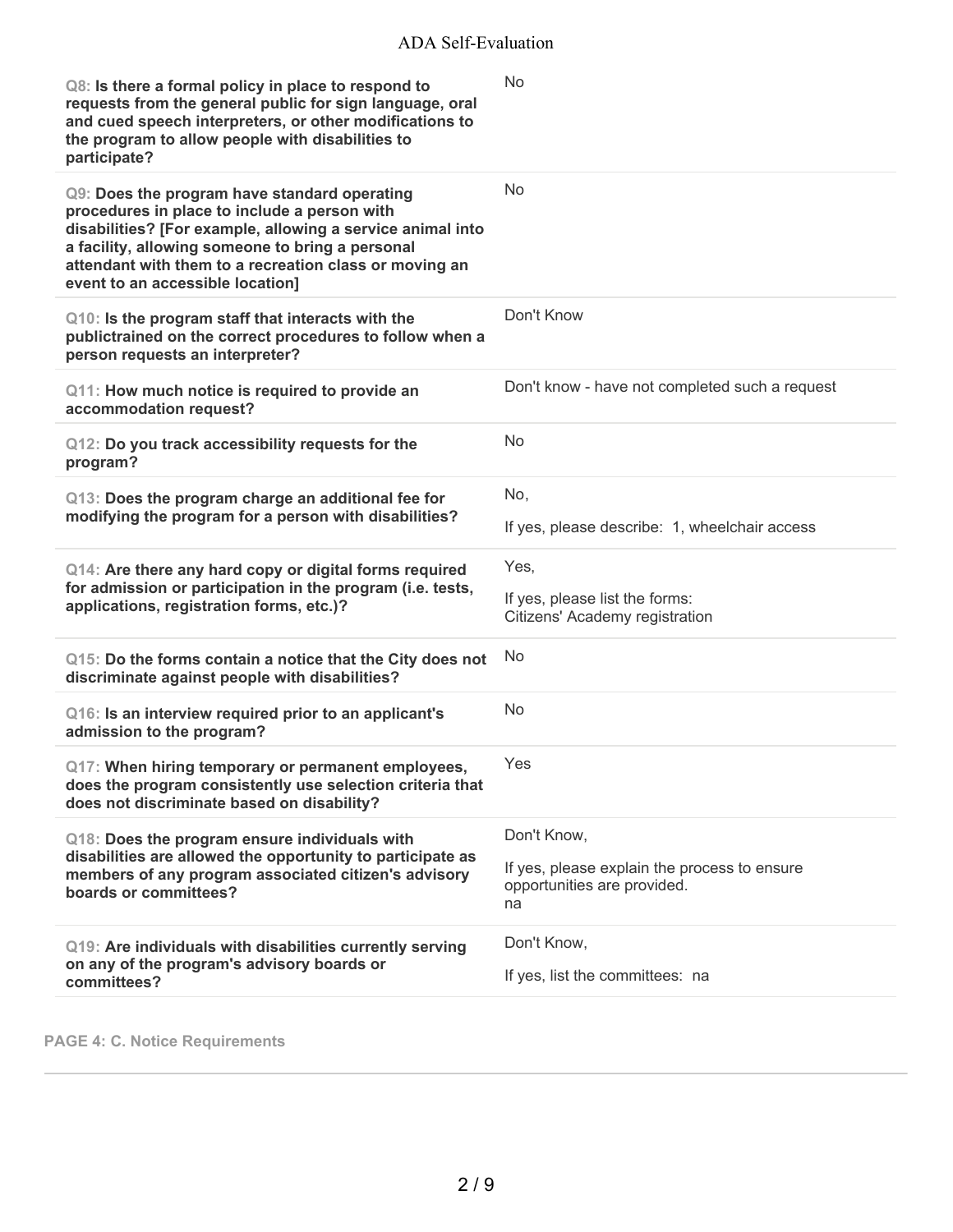| | |
|---|---|
| **Q8: Is there a formal policy in place to respond to requests from the general public for sign language, oral and cued speech interpreters, or other modifications to the program to allow people with disabilities to participate?** | No |
| **Q9: Does the program have standard operating procedures in place to include a person with disabilities? [For example, allowing a service animal into a facility, allowing someone to bring a personal attendant with them to a recreation class or moving an event to an accessible location]** | No |
| **Q10: Is the program staff that interacts with the publictrained on the correct procedures to follow when a person requests an interpreter?** | Don't Know |
| **Q11: How much notice is required to provide an accommodation request?** | Don't know - have not completed such a request |
| **Q12: Do you track accessibility requests for the program?** | No |
| **Q13: Does the program charge an additional fee for modifying the program for a person with disabilities?** | No,<br>If yes, please describe: 1, wheelchair access |
| **Q14: Are there any hard copy or digital forms required for admission or participation in the program (i.e. tests, applications, registration forms, etc.)?** | Yes,<br>If yes, please list the forms:<br>Citizens' Academy registration |
| **Q15: Do the forms contain a notice that the City does not discriminate against people with disabilities?** | No |
| **Q16: Is an interview required prior to an applicant's admission to the program?** | No |
| **Q17: When hiring temporary or permanent employees, does the program consistently use selection criteria that does not discriminate based on disability?** | Yes |
| **Q18: Does the program ensure individuals with disabilities are allowed the opportunity to participate as members of any program associated citizen's advisory boards or committees?** | Don't Know,<br>If yes, please explain the process to ensure opportunities are provided.<br>na |
| **Q19: Are individuals with disabilities currently serving on any of the program's advisory boards or committees?** | Don't Know,<br>If yes, list the committees: na |

**PAGE 4: C. Notice Requirements**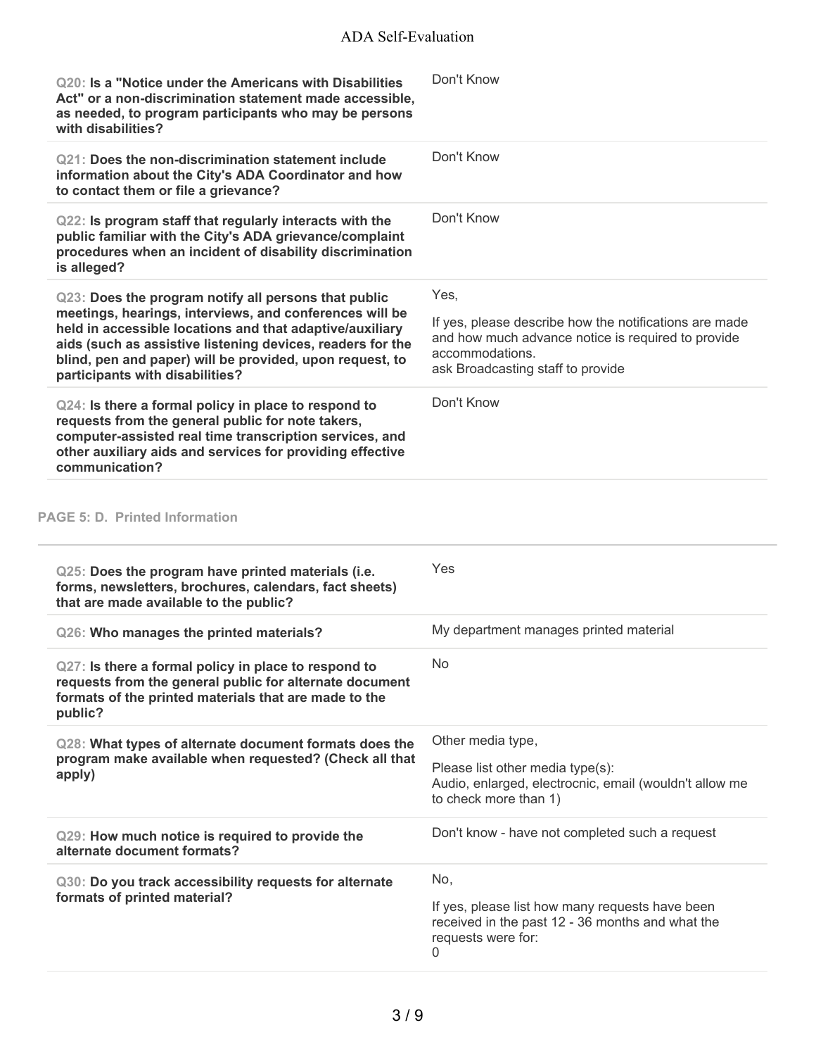| | |
|---|---|
| **Q20: Is a "Notice under the Americans with Disabilities Act" or a non-discrimination statement made accessible, as needed, to program participants who may be persons with disabilities?** | Don't Know |
| **Q21: Does the non-discrimination statement include information about the City's ADA Coordinator and how to contact them or file a grievance?** | Don't Know |
| **Q22: Is program staff that regularly interacts with the public familiar with the City's ADA grievance/complaint procedures when an incident of disability discrimination is alleged?** | Don't Know |
| **Q23: Does the program notify all persons that public meetings, hearings, interviews, and conferences will be held in accessible locations and that adaptive/auxiliary aids (such as assistive listening devices, readers for the blind, pen and paper) will be provided, upon request, to participants with disabilities?** | Yes,<br><br>If yes, please describe how the notifications are made and how much advance notice is required to provide accommodations.<br>ask Broadcasting staff to provide |
| **Q24: Is there a formal policy in place to respond to requests from the general public for note takers, computer-assisted real time transcription services, and other auxiliary aids and services for providing effective communication?** | Don't Know |

## PAGE 5: D. Printed Information

| | |
|---|---|
| **Q25: Does the program have printed materials (i.e. forms, newsletters, brochures, calendars, fact sheets) that are made available to the public?** | Yes |
| **Q26: Who manages the printed materials?** | My department manages printed material |
| **Q27: Is there a formal policy in place to respond to requests from the general public for alternate document formats of the printed materials that are made to the public?** | No |
| **Q28: What types of alternate document formats does the program make available when requested? (Check all that apply)** | Other media type,<br><br>Please list other media type(s):<br>Audio, enlarged, electrocnic, email (wouldn't allow me to check more than 1) |
| **Q29: How much notice is required to provide the alternate document formats?** | Don't know - have not completed such a request |
| **Q30: Do you track accessibility requests for alternate formats of printed material?** | No,<br><br>If yes, please list how many requests have been received in the past 12 - 36 months and what the requests were for:<br>0 |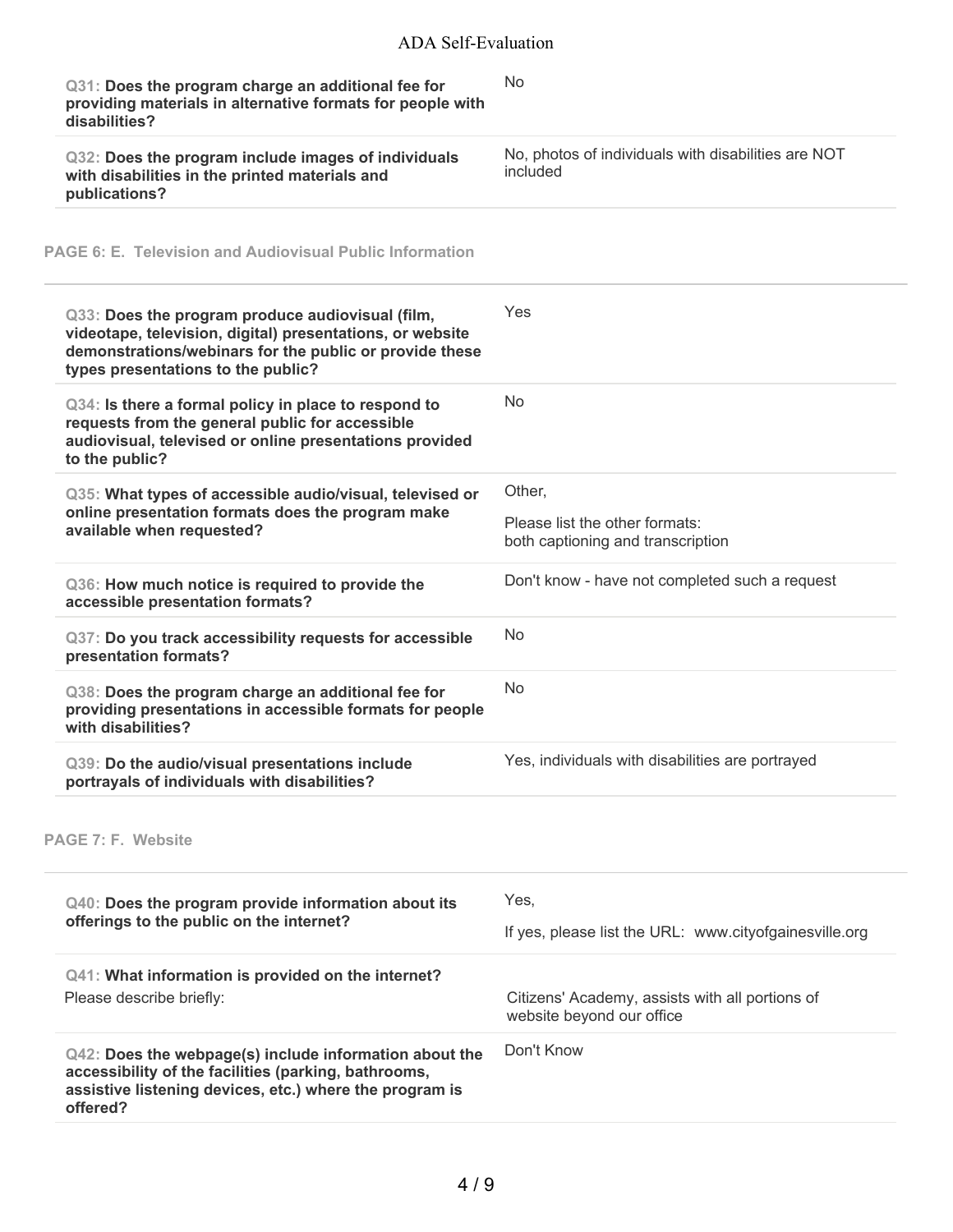| | |
|---|---|
| **Q31: Does the program charge an additional fee for providing materials in alternative formats for people with disabilities?** | No |
| **Q32: Does the program include images of individuals with disabilities in the printed materials and publications?** | No, photos of individuals with disabilities are NOT included |

## PAGE 6: E. Television and Audiovisual Public Information

| | |
|---|---|
| **Q33: Does the program produce audiovisual (film, videotape, television, digital) presentations, or website demonstrations/webinars for the public or provide these types presentations to the public?** | Yes |
| **Q34: Is there a formal policy in place to respond to requests from the general public for accessible audiovisual, televised or online presentations provided to the public?** | No |
| **Q35: What types of accessible audio/visual, televised or online presentation formats does the program make available when requested?** | Other, Please list the other formats: both captioning and transcription |
| **Q36: How much notice is required to provide the accessible presentation formats?** | Don't know - have not completed such a request |
| **Q37: Do you track accessibility requests for accessible presentation formats?** | No |
| **Q38: Does the program charge an additional fee for providing presentations in accessible formats for people with disabilities?** | No |
| **Q39: Do the audio/visual presentations include portrayals of individuals with disabilities?** | Yes, individuals with disabilities are portrayed |

## PAGE 7: F. Website

| | |
|---|---|
| **Q40: Does the program provide information about its offerings to the public on the internet?** | Yes, If yes, please list the URL: www.cityofgainesville.org |
| **Q41: What information is provided on the internet?** Please describe briefly: | Citizens' Academy, assists with all portions of website beyond our office |
| **Q42: Does the webpage(s) include information about the accessibility of the facilities (parking, bathrooms, assistive listening devices, etc.) where the program is offered?** | Don't Know |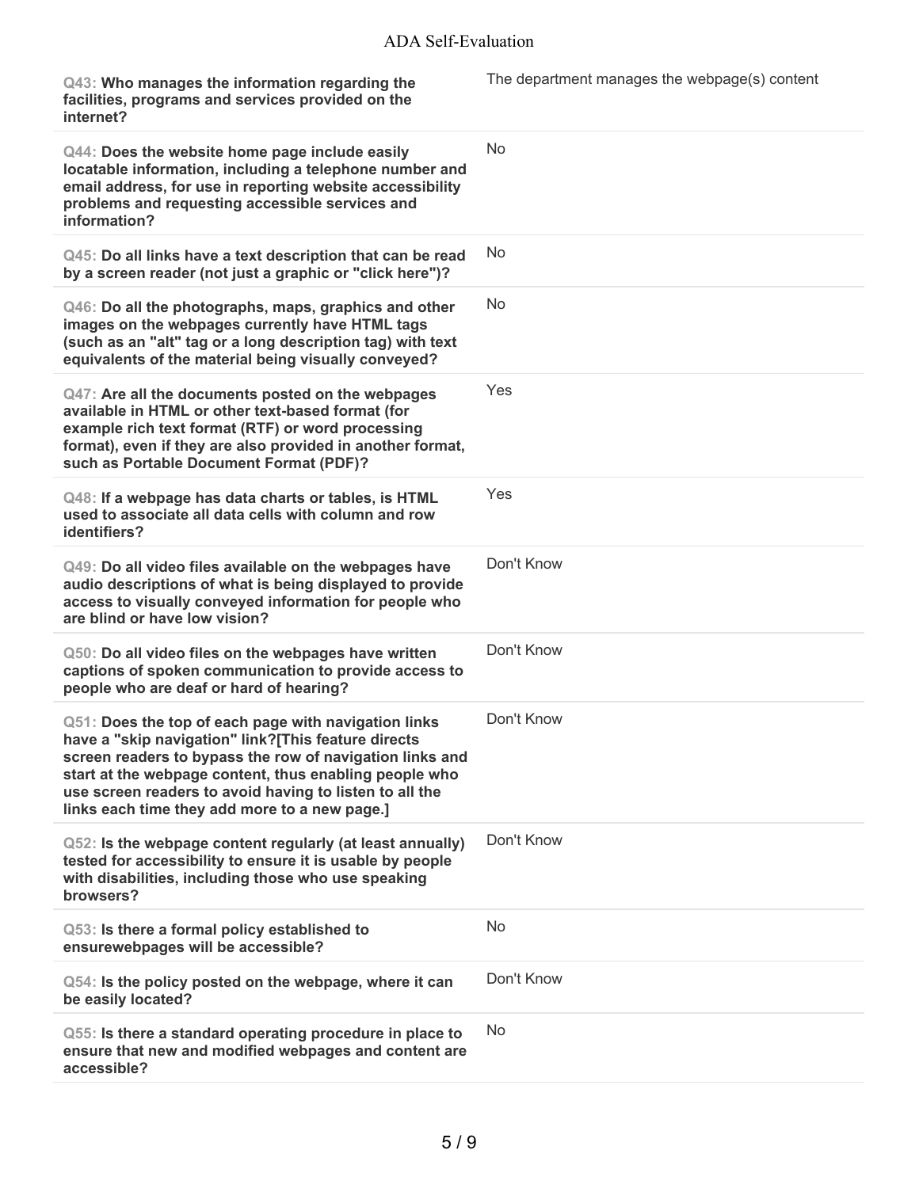| | |
|---|---|
| **Q43: Who manages the information regarding the facilities, programs and services provided on the internet?** | The department manages the webpage(s) content |
| **Q44: Does the website home page include easily locatable information, including a telephone number and email address, for use in reporting website accessibility problems and requesting accessible services and information?** | No |
| **Q45: Do all links have a text description that can be read by a screen reader (not just a graphic or "click here")?** | No |
| **Q46: Do all the photographs, maps, graphics and other images on the webpages currently have HTML tags (such as an "alt" tag or a long description tag) with text equivalents of the material being visually conveyed?** | No |
| **Q47: Are all the documents posted on the webpages available in HTML or other text-based format (for example rich text format (RTF) or word processing format), even if they are also provided in another format, such as Portable Document Format (PDF)?** | Yes |
| **Q48: If a webpage has data charts or tables, is HTML used to associate all data cells with column and row identifiers?** | Yes |
| **Q49: Do all video files available on the webpages have audio descriptions of what is being displayed to provide access to visually conveyed information for people who are blind or have low vision?** | Don't Know |
| **Q50: Do all video files on the webpages have written captions of spoken communication to provide access to people who are deaf or hard of hearing?** | Don't Know |
| **Q51: Does the top of each page with navigation links have a "skip navigation" link?[This feature directs screen readers to bypass the row of navigation links and start at the webpage content, thus enabling people who use screen readers to avoid having to listen to all the links each time they add more to a new page.]** | Don't Know |
| **Q52: Is the webpage content regularly (at least annually) tested for accessibility to ensure it is usable by people with disabilities, including those who use speaking browsers?** | Don't Know |
| **Q53: Is there a formal policy established to ensurewebpages will be accessible?** | No |
| **Q54: Is the policy posted on the webpage, where it can be easily located?** | Don't Know |
| **Q55: Is there a standard operating procedure in place to ensure that new and modified webpages and content are accessible?** | No |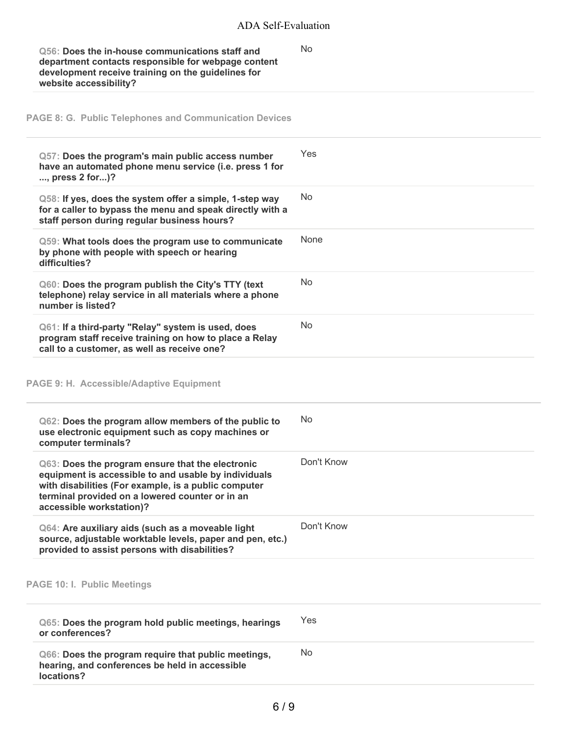| | |
|---|---|
| **Q56: Does the in-house communications staff and department contacts responsible for webpage content development receive training on the guidelines for website accessibility?** | No |

### PAGE 8: G. Public Telephones and Communication Devices

| | |
|---|---|
| **Q57: Does the program's main public access number have an automated phone menu service (i.e. press 1 for ..., press 2 for...)?** | Yes |
| **Q58: If yes, does the system offer a simple, 1-step way for a caller to bypass the menu and speak directly with a staff person during regular business hours?** | No |
| **Q59: What tools does the program use to communicate by phone with people with speech or hearing difficulties?** | None |
| **Q60: Does the program publish the City's TTY (text telephone) relay service in all materials where a phone number is listed?** | No |
| **Q61: If a third-party "Relay" system is used, does program staff receive training on how to place a Relay call to a customer, as well as receive one?** | No |

### PAGE 9: H. Accessible/Adaptive Equipment

| | |
|---|---|
| **Q62: Does the program allow members of the public to use electronic equipment such as copy machines or computer terminals?** | No |
| **Q63: Does the program ensure that the electronic equipment is accessible to and usable by individuals with disabilities (For example, is a public computer terminal provided on a lowered counter or in an accessible workstation)?** | Don't Know |
| **Q64: Are auxiliary aids (such as a moveable light source, adjustable worktable levels, paper and pen, etc.) provided to assist persons with disabilities?** | Don't Know |

### PAGE 10: I. Public Meetings

| | |
|---|---|
| **Q65: Does the program hold public meetings, hearings or conferences?** | Yes |
| **Q66: Does the program require that public meetings, hearing, and conferences be held in accessible locations?** | No |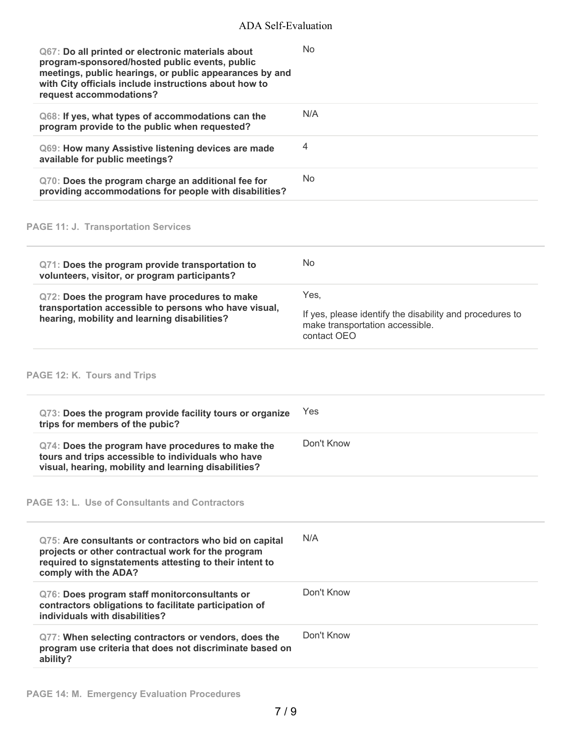| | |
|---|---|
| **Q67: Do all printed or electronic materials about program-sponsored/hosted public events, public meetings, public hearings, or public appearances by and with City officials include instructions about how to request accommodations?** | No |
| **Q68: If yes, what types of accommodations can the program provide to the public when requested?** | N/A |
| **Q69: How many Assistive listening devices are made available for public meetings?** | 4 |
| **Q70: Does the program charge an additional fee for providing accommodations for people with disabilities?** | No |

## PAGE 11: J. Transportation Services

| | |
|---|---|
| **Q71: Does the program provide transportation to volunteers, visitor, or program participants?** | No |
| **Q72: Does the program have procedures to make transportation accessible to persons who have visual, hearing, mobility and learning disabilities?** | Yes,<br><br>If yes, please identify the disability and procedures to make transportation accessible.<br>contact OEO |

## PAGE 12: K. Tours and Trips

| | |
|---|---|
| **Q73: Does the program provide facility tours or organize trips for members of the pubic?** | Yes |
| **Q74: Does the program have procedures to make the tours and trips accessible to individuals who have visual, hearing, mobility and learning disabilities?** | Don't Know |

## PAGE 13: L. Use of Consultants and Contractors

| | |
|---|---|
| **Q75: Are consultants or contractors who bid on capital projects or other contractual work for the program required to signstatements attesting to their intent to comply with the ADA?** | N/A |
| **Q76: Does program staff monitorconsultants or contractors obligations to facilitate participation of individuals with disabilities?** | Don't Know |
| **Q77: When selecting contractors or vendors, does the program use criteria that does not discriminate based on ability?** | Don't Know |

## PAGE 14: M. Emergency Evaluation Procedures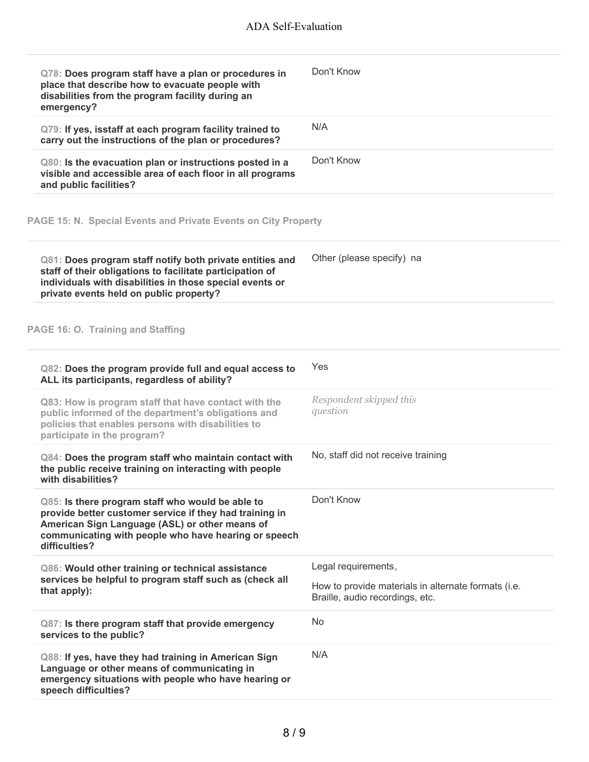| Question | Response |
|---|---|
| **Q78: Does program staff have a plan or procedures in place that describe how to evacuate people with disabilities from the program facility during an emergency?** | Don't Know |
| **Q79: If yes, isstaff at each program facility trained to carry out the instructions of the plan or procedures?** | N/A |
| **Q80: Is the evacuation plan or instructions posted in a visible and accessible area of each floor in all programs and public facilities?** | Don't Know |

## PAGE 15: N. Special Events and Private Events on City Property

| Question | Response |
|---|---|
| **Q81: Does program staff notify both private entities and staff of their obligations to facilitate participation of individuals with disabilities in those special events or private events held on public property?** | Other (please specify) na |

## PAGE 16: O. Training and Staffing

| Question | Response |
|---|---|
| **Q82: Does the program provide full and equal access to ALL its participants, regardless of ability?** | Yes |
| Q83: How is program staff that have contact with the public informed of the department's obligations and policies that enables persons with disabilities to participate in the program? | *Respondent skipped this question* |
| **Q84: Does the program staff who maintain contact with the public receive training on interacting with people with disabilities?** | No, staff did not receive training |
| **Q85: Is there program staff who would be able to provide better customer service if they had training in American Sign Language (ASL) or other means of communicating with people who have hearing or speech difficulties?** | Don't Know |
| **Q86: Would other training or technical assistance services be helpful to program staff such as (check all that apply):** | Legal requirements,<br>How to provide materials in alternate formats (i.e. Braille, audio recordings, etc. |
| **Q87: Is there program staff that provide emergency services to the public?** | No |
| **Q88: If yes, have they had training in American Sign Language or other means of communicating in emergency situations with people who have hearing or speech difficulties?** | N/A |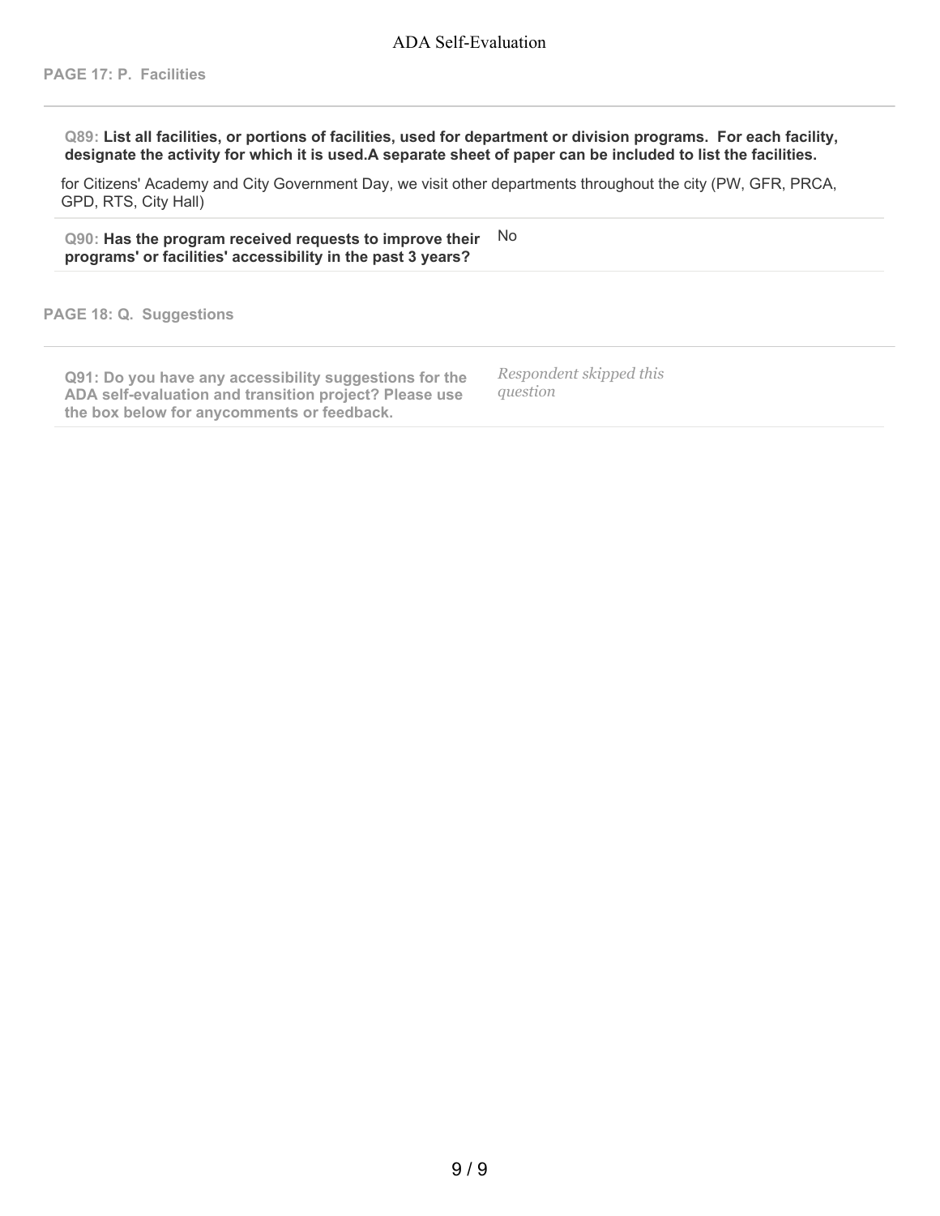## PAGE 17: P. Facilities

**Q89: List all facilities, or portions of facilities, used for department or division programs. For each facility, designate the activity for which it is used.A separate sheet of paper can be included to list the facilities.**

for Citizens' Academy and City Government Day, we visit other departments throughout the city (PW, GFR, PRCA, GPD, RTS, City Hall)

**Q90: Has the program received requests to improve their programs' or facilities' accessibility in the past 3 years?**

No

## PAGE 18: Q. Suggestions

**Q91: Do you have any accessibility suggestions for the ADA self-evaluation and transition project? Please use the box below for anycomments or feedback.**

*Respondent skipped this question*